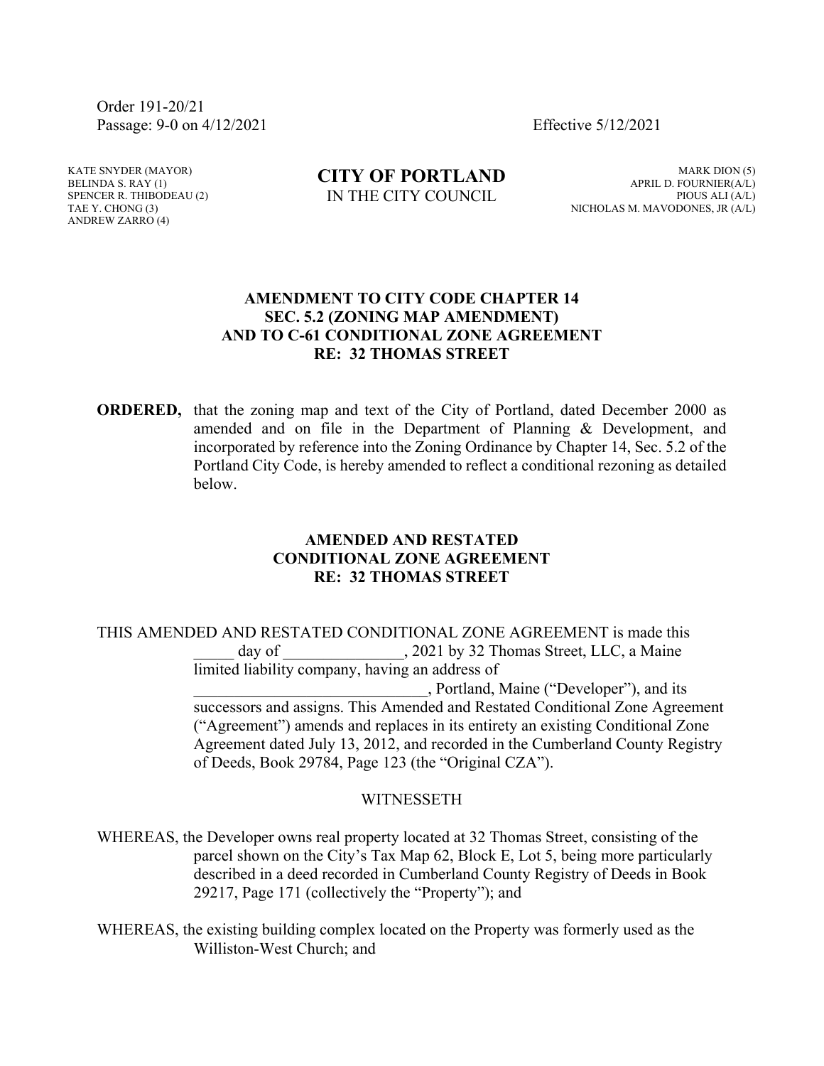Order 191-20/21
Passage: 9-0 on 4/12/2021

Effective 5/12/2021

KATE SNYDER (MAYOR)
BELINDA S. RAY (1)
SPENCER R. THIBODEAU (2)
TAE Y. CHONG (3)
ANDREW ZARRO (4)

**CITY OF PORTLAND**
IN THE CITY COUNCIL

MARK DION (5)
APRIL D. FOURNIER(A/L)
PIOUS ALI (A/L)
NICHOLAS M. MAVODONES, JR (A/L)

**AMENDMENT TO CITY CODE CHAPTER 14**
**SEC. 5.2 (ZONING MAP AMENDMENT)**
**AND TO C-61 CONDITIONAL ZONE AGREEMENT**
**RE: 32 THOMAS STREET**

**ORDERED,** that the zoning map and text of the City of Portland, dated December 2000 as amended and on file in the Department of Planning & Development, and incorporated by reference into the Zoning Ordinance by Chapter 14, Sec. 5.2 of the Portland City Code, is hereby amended to reflect a conditional rezoning as detailed below.

**AMENDED AND RESTATED**
**CONDITIONAL ZONE AGREEMENT**
**RE: 32 THOMAS STREET**

THIS AMENDED AND RESTATED CONDITIONAL ZONE AGREEMENT is made this _____ day of _______________, 2021 by 32 Thomas Street, LLC, a Maine limited liability company, having an address of _____________________________, Portland, Maine ("Developer"), and its successors and assigns. This Amended and Restated Conditional Zone Agreement ("Agreement") amends and replaces in its entirety an existing Conditional Zone Agreement dated July 13, 2012, and recorded in the Cumberland County Registry of Deeds, Book 29784, Page 123 (the "Original CZA").

WITNESSETH

WHEREAS, the Developer owns real property located at 32 Thomas Street, consisting of the parcel shown on the City's Tax Map 62, Block E, Lot 5, being more particularly described in a deed recorded in Cumberland County Registry of Deeds in Book 29217, Page 171 (collectively the "Property"); and

WHEREAS, the existing building complex located on the Property was formerly used as the Williston-West Church; and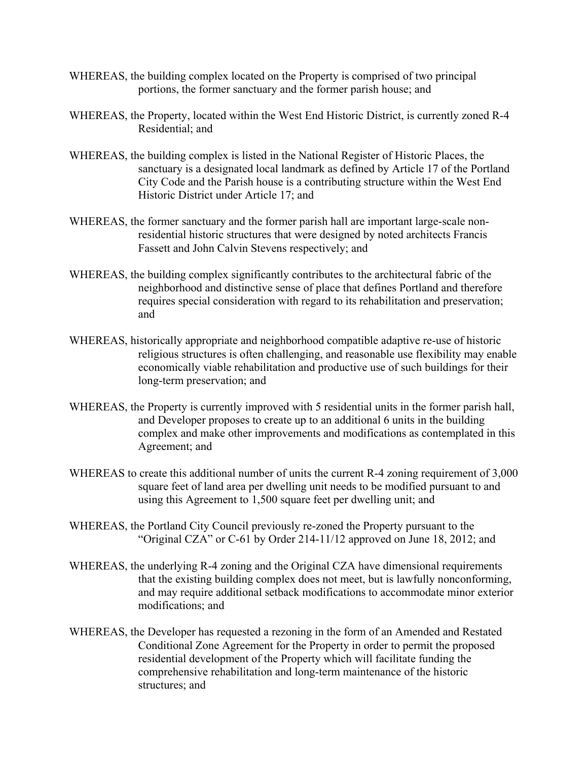WHEREAS, the building complex located on the Property is comprised of two principal portions, the former sanctuary and the former parish house; and

WHEREAS, the Property, located within the West End Historic District, is currently zoned R-4 Residential; and

WHEREAS, the building complex is listed in the National Register of Historic Places, the sanctuary is a designated local landmark as defined by Article 17 of the Portland City Code and the Parish house is a contributing structure within the West End Historic District under Article 17; and

WHEREAS, the former sanctuary and the former parish hall are important large-scale non-residential historic structures that were designed by noted architects Francis Fassett and John Calvin Stevens respectively; and

WHEREAS, the building complex significantly contributes to the architectural fabric of the neighborhood and distinctive sense of place that defines Portland and therefore requires special consideration with regard to its rehabilitation and preservation; and

WHEREAS, historically appropriate and neighborhood compatible adaptive re-use of historic religious structures is often challenging, and reasonable use flexibility may enable economically viable rehabilitation and productive use of such buildings for their long-term preservation; and

WHEREAS, the Property is currently improved with 5 residential units in the former parish hall, and Developer proposes to create up to an additional 6 units in the building complex and make other improvements and modifications as contemplated in this Agreement; and

WHEREAS to create this additional number of units the current R-4 zoning requirement of 3,000 square feet of land area per dwelling unit needs to be modified pursuant to and using this Agreement to 1,500 square feet per dwelling unit; and

WHEREAS, the Portland City Council previously re-zoned the Property pursuant to the "Original CZA" or C-61 by Order 214-11/12 approved on June 18, 2012; and

WHEREAS, the underlying R-4 zoning and the Original CZA have dimensional requirements that the existing building complex does not meet, but is lawfully nonconforming, and may require additional setback modifications to accommodate minor exterior modifications; and

WHEREAS, the Developer has requested a rezoning in the form of an Amended and Restated Conditional Zone Agreement for the Property in order to permit the proposed residential development of the Property which will facilitate funding the comprehensive rehabilitation and long-term maintenance of the historic structures; and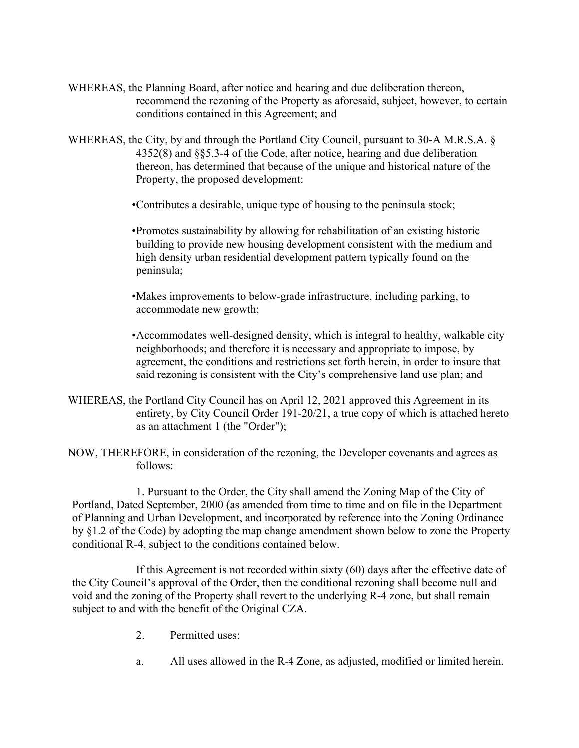WHEREAS, the Planning Board, after notice and hearing and due deliberation thereon, recommend the rezoning of the Property as aforesaid, subject, however, to certain conditions contained in this Agreement; and

WHEREAS, the City, by and through the Portland City Council, pursuant to 30-A M.R.S.A. § 4352(8) and §§5.3-4 of the Code, after notice, hearing and due deliberation thereon, has determined that because of the unique and historical nature of the Property, the proposed development:

- •Contributes a desirable, unique type of housing to the peninsula stock;
- •Promotes sustainability by allowing for rehabilitation of an existing historic building to provide new housing development consistent with the medium and high density urban residential development pattern typically found on the peninsula;
- •Makes improvements to below-grade infrastructure, including parking, to accommodate new growth;
- •Accommodates well-designed density, which is integral to healthy, walkable city neighborhoods; and therefore it is necessary and appropriate to impose, by agreement, the conditions and restrictions set forth herein, in order to insure that said rezoning is consistent with the City's comprehensive land use plan; and

WHEREAS, the Portland City Council has on April 12, 2021 approved this Agreement in its entirety, by City Council Order 191-20/21, a true copy of which is attached hereto as an attachment 1 (the "Order");

NOW, THEREFORE, in consideration of the rezoning, the Developer covenants and agrees as follows:

1. Pursuant to the Order, the City shall amend the Zoning Map of the City of Portland, Dated September, 2000 (as amended from time to time and on file in the Department of Planning and Urban Development, and incorporated by reference into the Zoning Ordinance by §1.2 of the Code) by adopting the map change amendment shown below to zone the Property conditional R-4, subject to the conditions contained below.

If this Agreement is not recorded within sixty (60) days after the effective date of the City Council's approval of the Order, then the conditional rezoning shall become null and void and the zoning of the Property shall revert to the underlying R-4 zone, but shall remain subject to and with the benefit of the Original CZA.

2. Permitted uses:

a. All uses allowed in the R-4 Zone, as adjusted, modified or limited herein.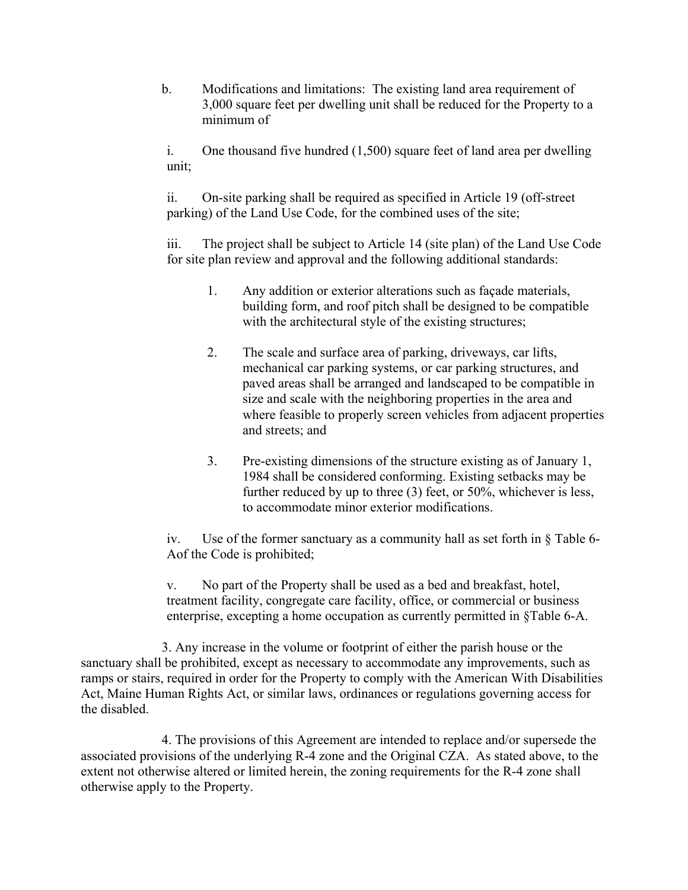b. Modifications and limitations: The existing land area requirement of 3,000 square feet per dwelling unit shall be reduced for the Property to a minimum of

i. One thousand five hundred (1,500) square feet of land area per dwelling unit;

ii. On-site parking shall be required as specified in Article 19 (off-street parking) of the Land Use Code, for the combined uses of the site;

iii. The project shall be subject to Article 14 (site plan) of the Land Use Code for site plan review and approval and the following additional standards:

1. Any addition or exterior alterations such as façade materials, building form, and roof pitch shall be designed to be compatible with the architectural style of the existing structures;

2. The scale and surface area of parking, driveways, car lifts, mechanical car parking systems, or car parking structures, and paved areas shall be arranged and landscaped to be compatible in size and scale with the neighboring properties in the area and where feasible to properly screen vehicles from adjacent properties and streets; and

3. Pre-existing dimensions of the structure existing as of January 1, 1984 shall be considered conforming. Existing setbacks may be further reduced by up to three (3) feet, or 50%, whichever is less, to accommodate minor exterior modifications.

iv. Use of the former sanctuary as a community hall as set forth in § Table 6-Aof the Code is prohibited;

v. No part of the Property shall be used as a bed and breakfast, hotel, treatment facility, congregate care facility, office, or commercial or business enterprise, excepting a home occupation as currently permitted in §Table 6-A.

3. Any increase in the volume or footprint of either the parish house or the sanctuary shall be prohibited, except as necessary to accommodate any improvements, such as ramps or stairs, required in order for the Property to comply with the American With Disabilities Act, Maine Human Rights Act, or similar laws, ordinances or regulations governing access for the disabled.

4. The provisions of this Agreement are intended to replace and/or supersede the associated provisions of the underlying R-4 zone and the Original CZA. As stated above, to the extent not otherwise altered or limited herein, the zoning requirements for the R-4 zone shall otherwise apply to the Property.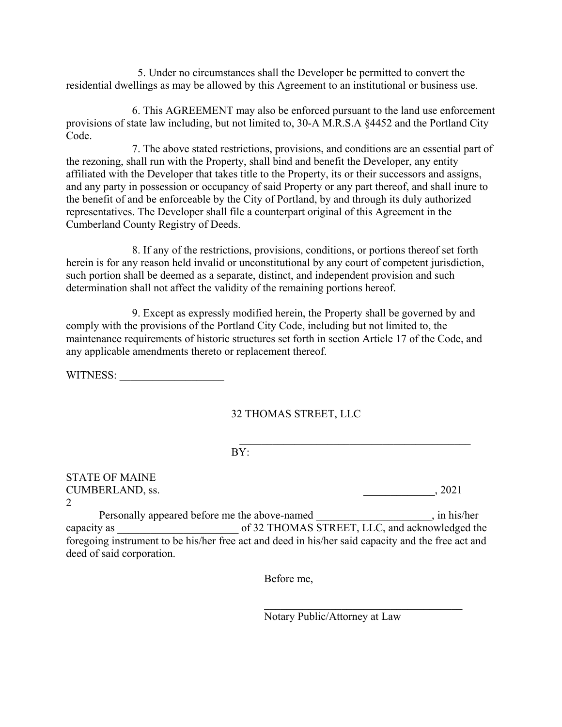5. Under no circumstances shall the Developer be permitted to convert the residential dwellings as may be allowed by this Agreement to an institutional or business use.

6. This AGREEMENT may also be enforced pursuant to the land use enforcement provisions of state law including, but not limited to, 30-A M.R.S.A §4452 and the Portland City Code.

7. The above stated restrictions, provisions, and conditions are an essential part of the rezoning, shall run with the Property, shall bind and benefit the Developer, any entity affiliated with the Developer that takes title to the Property, its or their successors and assigns, and any party in possession or occupancy of said Property or any part thereof, and shall inure to the benefit of and be enforceable by the City of Portland, by and through its duly authorized representatives. The Developer shall file a counterpart original of this Agreement in the Cumberland County Registry of Deeds.

8. If any of the restrictions, provisions, conditions, or portions thereof set forth herein is for any reason held invalid or unconstitutional by any court of competent jurisdiction, such portion shall be deemed as a separate, distinct, and independent provision and such determination shall not affect the validity of the remaining portions hereof.

9. Except as expressly modified herein, the Property shall be governed by and comply with the provisions of the Portland City Code, including but not limited to, the maintenance requirements of historic structures set forth in section Article 17 of the Code, and any applicable amendments thereto or replacement thereof.

WITNESS: ___________________

32 THOMAS STREET, LLC

BY: ____________________________________________

STATE OF MAINE
CUMBERLAND, ss. _____________, 2021
2

Personally appeared before me the above-named _____________________, in his/her capacity as _______________________ of 32 THOMAS STREET, LLC, and acknowledged the foregoing instrument to be his/her free act and deed in his/her said capacity and the free act and deed of said corporation.

Before me,

______________________________________
Notary Public/Attorney at Law